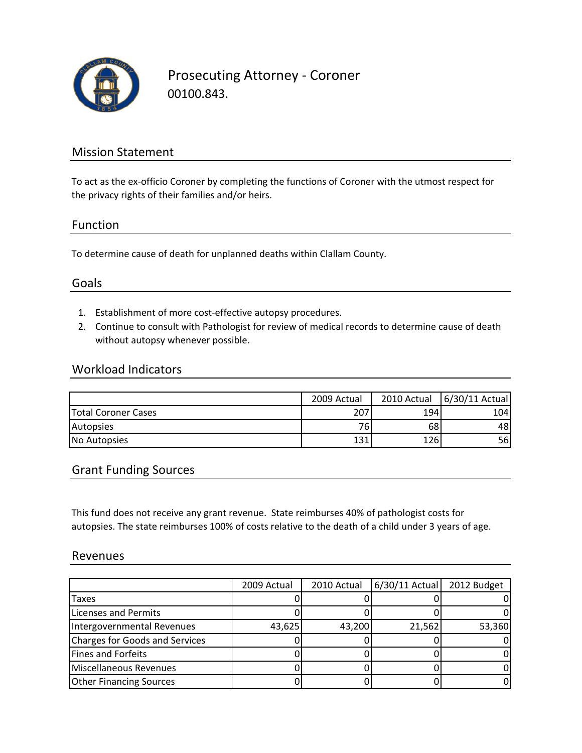# Prosecuting Attorney - Coroner

00100.843.

## Mission Statement

To act as the ex-officio Coroner by completing the functions of Coroner with the utmost respect for the privacy rights of their families and/or heirs.

## Function

To determine cause of death for unplanned deaths within Clallam County.

## Goals

1. Establishment of more cost-effective autopsy procedures.
2. Continue to consult with Pathologist for review of medical records to determine cause of death without autopsy whenever possible.

## Workload Indicators

| | 2009 Actual | 2010 Actual | 6/30/11 Actual |
|---|---|---|---|
| Total Coroner Cases | 207 | 194 | 104 |
| Autopsies | 76 | 68 | 48 |
| No Autopsies | 131 | 126 | 56 |

## Grant Funding Sources

This fund does not receive any grant revenue. State reimburses 40% of pathologist costs for autopsies. The state reimburses 100% of costs relative to the death of a child under 3 years of age.

## Revenues

| | 2009 Actual | 2010 Actual | 6/30/11 Actual | 2012 Budget |
|---|---|---|---|---|
| Taxes | 0 | 0 | 0 | 0 |
| Licenses and Permits | 0 | 0 | 0 | 0 |
| Intergovernmental Revenues | 43,625 | 43,200 | 21,562 | 53,360 |
| Charges for Goods and Services | 0 | 0 | 0 | 0 |
| Fines and Forfeits | 0 | 0 | 0 | 0 |
| Miscellaneous Revenues | 0 | 0 | 0 | 0 |
| Other Financing Sources | 0 | 0 | 0 | 0 |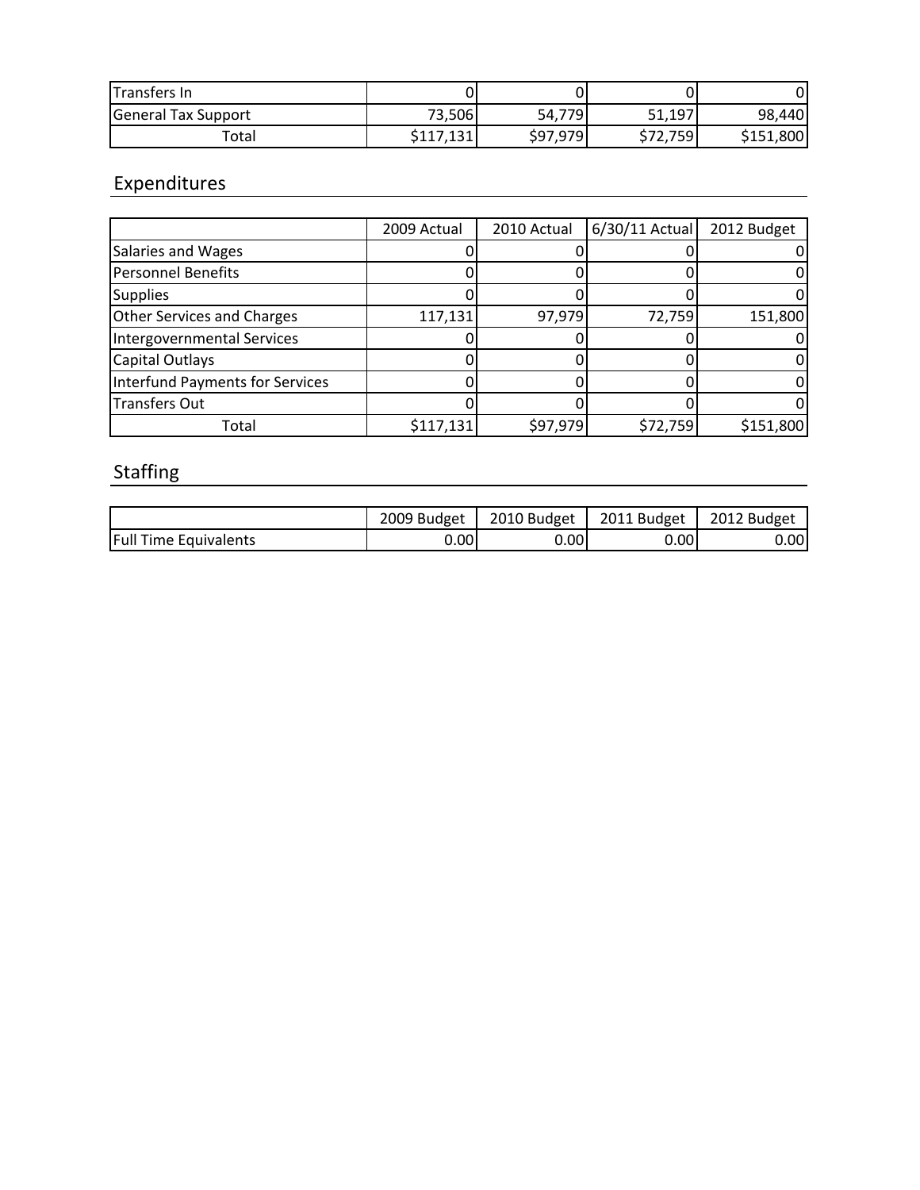| | | | | |
|---|---|---|---|---|
| Transfers In | 0 | 0 | 0 | 0 |
| General Tax Support | 73,506 | 54,779 | 51,197 | 98,440 |
| Total | $117,131 | $97,979 | $72,759 | $151,800 |

## Expenditures

| | 2009 Actual | 2010 Actual | 6/30/11 Actual | 2012 Budget |
|---|---|---|---|---|
| Salaries and Wages | 0 | 0 | 0 | 0 |
| Personnel Benefits | 0 | 0 | 0 | 0 |
| Supplies | 0 | 0 | 0 | 0 |
| Other Services and Charges | 117,131 | 97,979 | 72,759 | 151,800 |
| Intergovernmental Services | 0 | 0 | 0 | 0 |
| Capital Outlays | 0 | 0 | 0 | 0 |
| Interfund Payments for Services | 0 | 0 | 0 | 0 |
| Transfers Out | 0 | 0 | 0 | 0 |
| Total | $117,131 | $97,979 | $72,759 | $151,800 |

## Staffing

| | 2009 Budget | 2010 Budget | 2011 Budget | 2012 Budget |
|---|---|---|---|---|
| Full Time Equivalents | 0.00 | 0.00 | 0.00 | 0.00 |